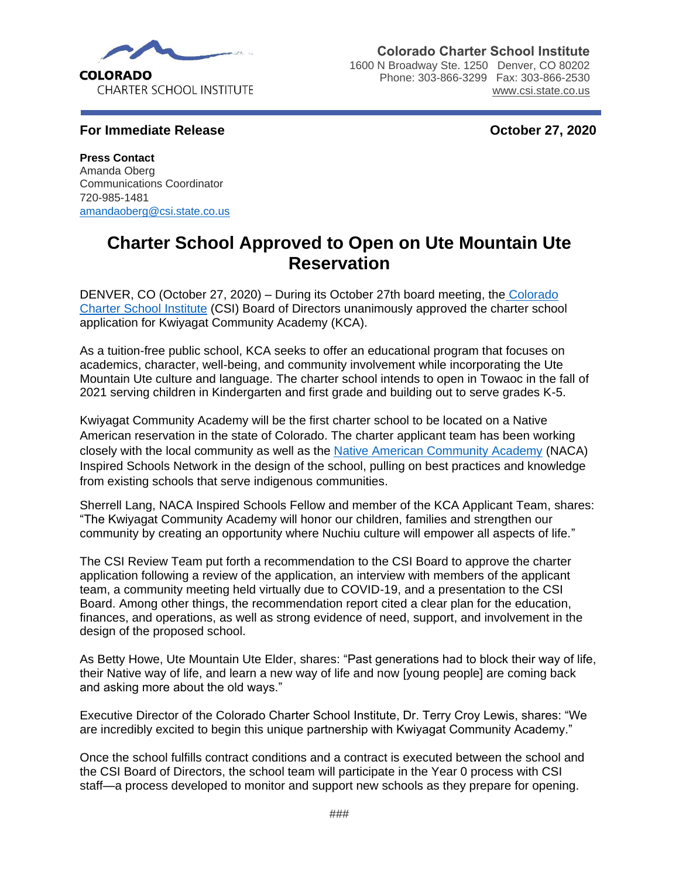COLORADO
CHARTER SCHOOL INSTITUTE

**Colorado Charter School Institute**
1600 N Broadway Ste. 1250 Denver, CO 80202
Phone: 303-866-3299 Fax: 303-866-2530
www.csi.state.co.us

**For Immediate Release** **October 27, 2020**

**Press Contact**
Amanda Oberg
Communications Coordinator
720-985-1481
amandaoberg@csi.state.co.us

# Charter School Approved to Open on Ute Mountain Ute Reservation

DENVER, CO (October 27, 2020) – During its October 27th board meeting, the Colorado Charter School Institute (CSI) Board of Directors unanimously approved the charter school application for Kwiyagat Community Academy (KCA).

As a tuition-free public school, KCA seeks to offer an educational program that focuses on academics, character, well-being, and community involvement while incorporating the Ute Mountain Ute culture and language. The charter school intends to open in Towaoc in the fall of 2021 serving children in Kindergarten and first grade and building out to serve grades K-5.

Kwiyagat Community Academy will be the first charter school to be located on a Native American reservation in the state of Colorado. The charter applicant team has been working closely with the local community as well as the Native American Community Academy (NACA) Inspired Schools Network in the design of the school, pulling on best practices and knowledge from existing schools that serve indigenous communities.

Sherrell Lang, NACA Inspired Schools Fellow and member of the KCA Applicant Team, shares: "The Kwiyagat Community Academy will honor our children, families and strengthen our community by creating an opportunity where Nuchiu culture will empower all aspects of life."

The CSI Review Team put forth a recommendation to the CSI Board to approve the charter application following a review of the application, an interview with members of the applicant team, a community meeting held virtually due to COVID-19, and a presentation to the CSI Board. Among other things, the recommendation report cited a clear plan for the education, finances, and operations, as well as strong evidence of need, support, and involvement in the design of the proposed school.

As Betty Howe, Ute Mountain Ute Elder, shares: "Past generations had to block their way of life, their Native way of life, and learn a new way of life and now [young people] are coming back and asking more about the old ways."

Executive Director of the Colorado Charter School Institute, Dr. Terry Croy Lewis, shares: "We are incredibly excited to begin this unique partnership with Kwiyagat Community Academy."

Once the school fulfills contract conditions and a contract is executed between the school and the CSI Board of Directors, the school team will participate in the Year 0 process with CSI staff—a process developed to monitor and support new schools as they prepare for opening.

###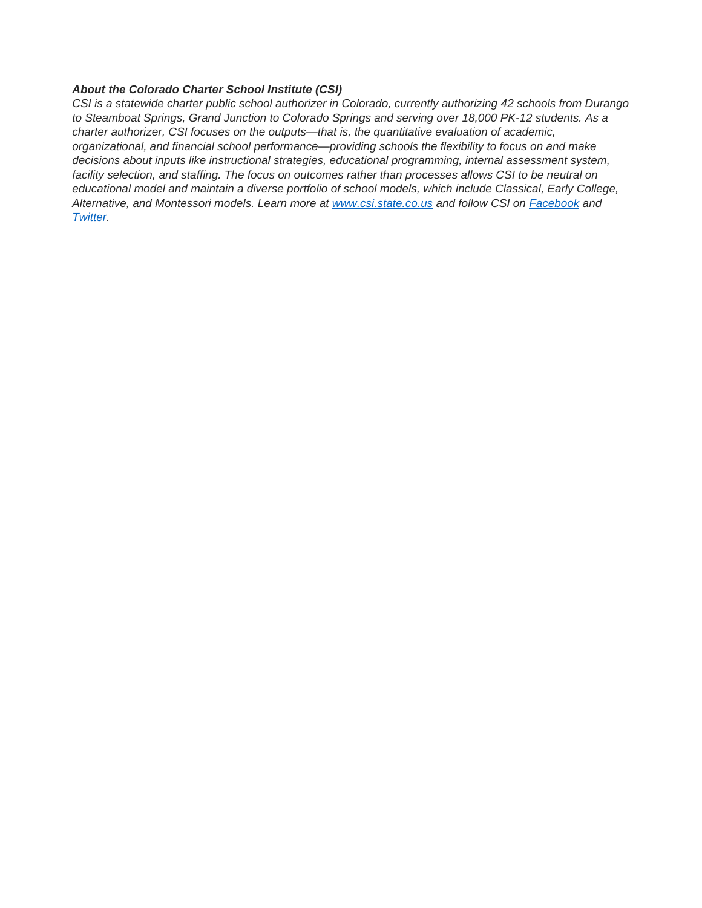***About the Colorado Charter School Institute (CSI)***

*CSI is a statewide charter public school authorizer in Colorado, currently authorizing 42 schools from Durango to Steamboat Springs, Grand Junction to Colorado Springs and serving over 18,000 PK-12 students. As a charter authorizer, CSI focuses on the outputs—that is, the quantitative evaluation of academic, organizational, and financial school performance—providing schools the flexibility to focus on and make decisions about inputs like instructional strategies, educational programming, internal assessment system, facility selection, and staffing. The focus on outcomes rather than processes allows CSI to be neutral on educational model and maintain a diverse portfolio of school models, which include Classical, Early College, Alternative, and Montessori models. Learn more at [www.csi.state.co.us](http://www.csi.state.co.us) and follow CSI on Facebook and Twitter.*